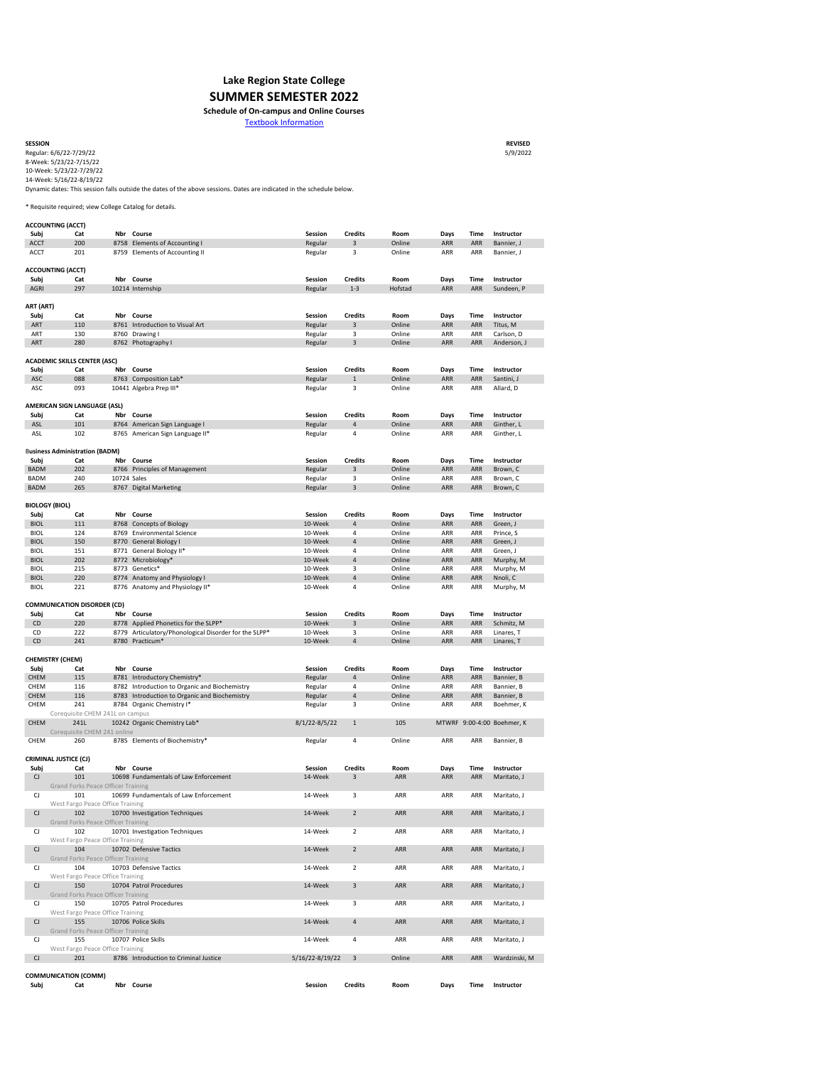# Lake Region State College

## SUMMER SEMESTER 2022

### Schedule of On-campus and Online Courses

Textbook Information

**SESSION**

Regular: 6/6/22-7/29/22
8-Week: 5/23/22-7/15/22
10-Week: 5/23/22-7/29/22
14-Week: 5/16/22-8/19/22
Dynamic dates: This session falls outside the dates of the above sessions. Dates are indicated in the schedule below.

**REVISED**
5/9/2022

\* Requisite required; view College Catalog for details.

**ACCOUNTING (ACCT)**

| Subj | Cat | Nbr | Course | Session | Credits | Room | Days | Time | Instructor |
|---|---|---|---|---|---|---|---|---|---|
| ACCT | 200 | 8758 | Elements of Accounting I | Regular | 3 | Online | ARR | ARR | Bannier, J |
| ACCT | 201 | 8759 | Elements of Accounting II | Regular | 3 | Online | ARR | ARR | Bannier, J |

**ACCOUNTING (ACCT)**

| Subj | Cat | Nbr | Course | Session | Credits | Room | Days | Time | Instructor |
|---|---|---|---|---|---|---|---|---|---|
| AGRI | 297 | 10214 | Internship | Regular | 1-3 | Hofstad | ARR | ARR | Sundeen, P |

**ART (ART)**

| Subj | Cat | Nbr | Course | Session | Credits | Room | Days | Time | Instructor |
|---|---|---|---|---|---|---|---|---|---|
| ART | 110 | 8761 | Introduction to Visual Art | Regular | 3 | Online | ARR | ARR | Titus, M |
| ART | 130 | 8760 | Drawing I | Regular | 3 | Online | ARR | ARR | Carlson, D |
| ART | 280 | 8762 | Photography I | Regular | 3 | Online | ARR | ARR | Anderson, J |

**ACADEMIC SKILLS CENTER (ASC)**

| Subj | Cat | Nbr | Course | Session | Credits | Room | Days | Time | Instructor |
|---|---|---|---|---|---|---|---|---|---|
| ASC | 088 | 8763 | Composition Lab* | Regular | 1 | Online | ARR | ARR | Santini, J |
| ASC | 093 | 10441 | Algebra Prep III* | Regular | 3 | Online | ARR | ARR | Allard, D |

**AMERICAN SIGN LANGUAGE (ASL)**

| Subj | Cat | Nbr | Course | Session | Credits | Room | Days | Time | Instructor |
|---|---|---|---|---|---|---|---|---|---|
| ASL | 101 | 8764 | American Sign Language I | Regular | 4 | Online | ARR | ARR | Ginther, L |
| ASL | 102 | 8765 | American Sign Language II* | Regular | 4 | Online | ARR | ARR | Ginther, L |

**Business Administration (BADM)**

| Subj | Cat | Nbr | Course | Session | Credits | Room | Days | Time | Instructor |
|---|---|---|---|---|---|---|---|---|---|
| BADM | 202 | 8766 | Principles of Management | Regular | 3 | Online | ARR | ARR | Brown, C |
| BADM | 240 | 10724 | Sales | Regular | 3 | Online | ARR | ARR | Brown, C |
| BADM | 265 | 8767 | Digital Marketing | Regular | 3 | Online | ARR | ARR | Brown, C |

**BIOLOGY (BIOL)**

| Subj | Cat | Nbr | Course | Session | Credits | Room | Days | Time | Instructor |
|---|---|---|---|---|---|---|---|---|---|
| BIOL | 111 | 8768 | Concepts of Biology | 10-Week | 4 | Online | ARR | ARR | Green, J |
| BIOL | 124 | 8769 | Environmental Science | 10-Week | 4 | Online | ARR | ARR | Prince, S |
| BIOL | 150 | 8770 | General Biology I | 10-Week | 4 | Online | ARR | ARR | Green, J |
| BIOL | 151 | 8771 | General Biology II* | 10-Week | 4 | Online | ARR | ARR | Green, J |
| BIOL | 202 | 8772 | Microbiology* | 10-Week | 4 | Online | ARR | ARR | Murphy, M |
| BIOL | 215 | 8773 | Genetics* | 10-Week | 3 | Online | ARR | ARR | Murphy, M |
| BIOL | 220 | 8774 | Anatomy and Physiology I | 10-Week | 4 | Online | ARR | ARR | Nnoli, C |
| BIOL | 221 | 8776 | Anatomy and Physiology II* | 10-Week | 4 | Online | ARR | ARR | Murphy, M |

**COMMUNICATION DISORDER (CD)**

| Subj | Cat | Nbr | Course | Session | Credits | Room | Days | Time | Instructor |
|---|---|---|---|---|---|---|---|---|---|
| CD | 220 | 8778 | Applied Phonetics for the SLPP* | 10-Week | 3 | Online | ARR | ARR | Schmitz, M |
| CD | 222 | 8779 | Articulatory/Phonological Disorder for the SLPP* | 10-Week | 3 | Online | ARR | ARR | Linares, T |
| CD | 241 | 8780 | Practicum* | 10-Week | 4 | Online | ARR | ARR | Linares, T |

**CHEMISTRY (CHEM)**

| Subj | Cat | Nbr | Course | Session | Credits | Room | Days | Time | Instructor |
|---|---|---|---|---|---|---|---|---|---|
| CHEM | 115 | 8781 | Introductory Chemistry* | Regular | 4 | Online | ARR | ARR | Bannier, B |
| CHEM | 116 | 8782 | Introduction to Organic and Biochemistry | Regular | 4 | Online | ARR | ARR | Bannier, B |
| CHEM | 116 | 8783 | Introduction to Organic and Biochemistry | Regular | 4 | Online | ARR | ARR | Bannier, B |
| CHEM | 241 | 8784 | Organic Chemistry I* | Regular | 3 | Online | ARR | ARR | Boehmer, K |
| | Corequisite CHEM 241L on campus | | | | | | | | |
| CHEM | 241L | 10242 | Organic Chemistry Lab* | 8/1/22-8/5/22 | 1 | 105 | MTWRF | 9:00-4:00 | Boehmer, K |
| | Corequisite CHEM 241 online | | | | | | | | |
| CHEM | 260 | 8785 | Elements of Biochemistry* | Regular | 4 | Online | ARR | ARR | Bannier, B |

**CRIMINAL JUSTICE (CJ)**

| Subj | Cat | Nbr | Course | Session | Credits | Room | Days | Time | Instructor |
|---|---|---|---|---|---|---|---|---|---|
| CJ | 101 | 10698 | Fundamentals of Law Enforcement | 14-Week | 3 | ARR | ARR | ARR | Maritato, J |
| | Grand Forks Peace Officer Training | | | | | | | | |
| CJ | 101 | 10699 | Fundamentals of Law Enforcement | 14-Week | 3 | ARR | ARR | ARR | Maritato, J |
| | West Fargo Peace Office Training | | | | | | | | |
| CJ | 102 | 10700 | Investigation Techniques | 14-Week | 2 | ARR | ARR | ARR | Maritato, J |
| | Grand Forks Peace Officer Training | | | | | | | | |
| CJ | 102 | 10701 | Investigation Techniques | 14-Week | 2 | ARR | ARR | ARR | Maritato, J |
| | West Fargo Peace Office Training | | | | | | | | |
| CJ | 104 | 10702 | Defensive Tactics | 14-Week | 2 | ARR | ARR | ARR | Maritato, J |
| | Grand Forks Peace Officer Training | | | | | | | | |
| CJ | 104 | 10703 | Defensive Tactics | 14-Week | 2 | ARR | ARR | ARR | Maritato, J |
| | West Fargo Peace Office Training | | | | | | | | |
| CJ | 150 | 10704 | Patrol Procedures | 14-Week | 3 | ARR | ARR | ARR | Maritato, J |
| | Grand Forks Peace Officer Training | | | | | | | | |
| CJ | 150 | 10705 | Patrol Procedures | 14-Week | 3 | ARR | ARR | ARR | Maritato, J |
| | West Fargo Peace Office Training | | | | | | | | |
| CJ | 155 | 10706 | Police Skills | 14-Week | 4 | ARR | ARR | ARR | Maritato, J |
| | Grand Forks Peace Officer Training | | | | | | | | |
| CJ | 155 | 10707 | Police Skills | 14-Week | 4 | ARR | ARR | ARR | Maritato, J |
| | West Fargo Peace Office Training | | | | | | | | |
| CJ | 201 | 8786 | Introduction to Criminal Justice | 5/16/22-8/19/22 | 3 | Online | ARR | ARR | Wardzinski, M |

**COMMUNICATION (COMM)**

| Subj | Cat | Nbr | Course | Session | Credits | Room | Days | Time | Instructor |
|---|---|---|---|---|---|---|---|---|---|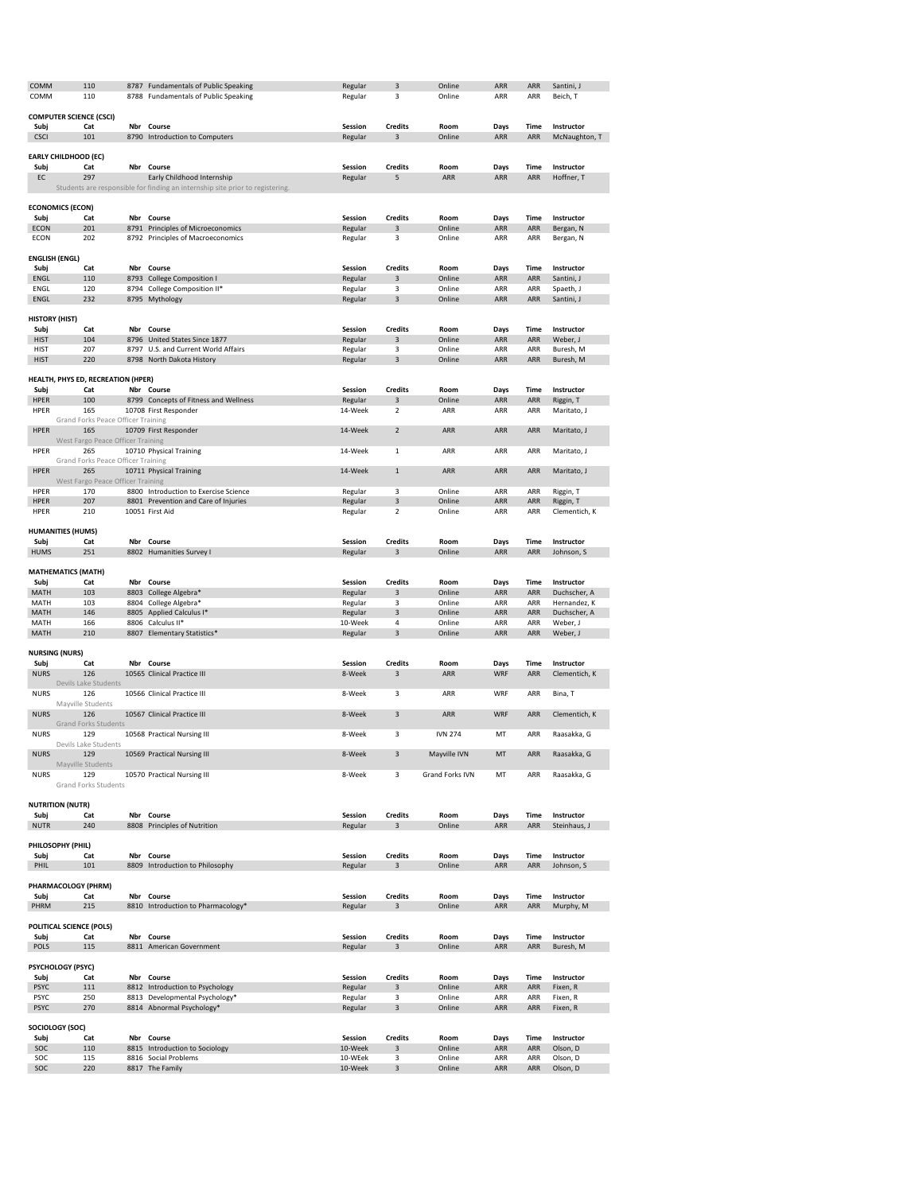| Subj | Cat | Nbr | Course | Session | Credits | Room | Days | Time | Instructor |
|---|---|---|---|---|---|---|---|---|---|
| COMM | 110 | 8787 | Fundamentals of Public Speaking | Regular | 3 | Online | ARR | ARR | Santini, J |
| COMM | 110 | 8788 | Fundamentals of Public Speaking | Regular | 3 | Online | ARR | ARR | Beich, T |

**COMPUTER SCIENCE (CSCI)**

| Subj | Cat | Nbr | Course | Session | Credits | Room | Days | Time | Instructor |
|---|---|---|---|---|---|---|---|---|---|
| CSCI | 101 | 8790 | Introduction to Computers | Regular | 3 | Online | ARR | ARR | McNaughton, T |

**EARLY CHILDHOOD (EC)**

| Subj | Cat | Nbr | Course | Session | Credits | Room | Days | Time | Instructor |
|---|---|---|---|---|---|---|---|---|---|
| EC | 297 | | Early Childhood Internship | Regular | 5 | ARR | ARR | ARR | Hoffner, T |
| | Students are responsible for finding an internship site prior to registering. | | | | | | | | |

**ECONOMICS (ECON)**

| Subj | Cat | Nbr | Course | Session | Credits | Room | Days | Time | Instructor |
|---|---|---|---|---|---|---|---|---|---|
| ECON | 201 | 8791 | Principles of Microeconomics | Regular | 3 | Online | ARR | ARR | Bergan, N |
| ECON | 202 | 8792 | Principles of Macroeconomics | Regular | 3 | Online | ARR | ARR | Bergan, N |

**ENGLISH (ENGL)**

| Subj | Cat | Nbr | Course | Session | Credits | Room | Days | Time | Instructor |
|---|---|---|---|---|---|---|---|---|---|
| ENGL | 110 | 8793 | College Composition I | Regular | 3 | Online | ARR | ARR | Santini, J |
| ENGL | 120 | 8794 | College Composition II* | Regular | 3 | Online | ARR | ARR | Spaeth, J |
| ENGL | 232 | 8795 | Mythology | Regular | 3 | Online | ARR | ARR | Santini, J |

**HISTORY (HIST)**

| Subj | Cat | Nbr | Course | Session | Credits | Room | Days | Time | Instructor |
|---|---|---|---|---|---|---|---|---|---|
| HIST | 104 | 8796 | United States Since 1877 | Regular | 3 | Online | ARR | ARR | Weber, J |
| HIST | 207 | 8797 | U.S. and Current World Affairs | Regular | 3 | Online | ARR | ARR | Buresh, M |
| HIST | 220 | 8798 | North Dakota History | Regular | 3 | Online | ARR | ARR | Buresh, M |

**HEALTH, PHYS ED, RECREATION (HPER)**

| Subj | Cat | Nbr | Course | Session | Credits | Room | Days | Time | Instructor |
|---|---|---|---|---|---|---|---|---|---|
| HPER | 100 | 8799 | Concepts of Fitness and Wellness | Regular | 3 | Online | ARR | ARR | Riggin, T |
| HPER | 165 | 10708 | First Responder | 14-Week | 2 | ARR | ARR | ARR | Maritato, J |
| | Grand Forks Peace Officer Training | | | | | | | | |
| HPER | 165 | 10709 | First Responder | 14-Week | 2 | ARR | ARR | ARR | Maritato, J |
| | West Fargo Peace Officer Training | | | | | | | | |
| HPER | 265 | 10710 | Physical Training | 14-Week | 1 | ARR | ARR | ARR | Maritato, J |
| | Grand Forks Peace Officer Training | | | | | | | | |
| HPER | 265 | 10711 | Physical Training | 14-Week | 1 | ARR | ARR | ARR | Maritato, J |
| | West Fargo Peace Officer Training | | | | | | | | |
| HPER | 170 | 8800 | Introduction to Exercise Science | Regular | 3 | Online | ARR | ARR | Riggin, T |
| HPER | 207 | 8801 | Prevention and Care of Injuries | Regular | 3 | Online | ARR | ARR | Riggin, T |
| HPER | 210 | 10051 | First Aid | Regular | 2 | Online | ARR | ARR | Clementich, K |

**HUMANITIES (HUMS)**

| Subj | Cat | Nbr | Course | Session | Credits | Room | Days | Time | Instructor |
|---|---|---|---|---|---|---|---|---|---|
| HUMS | 251 | 8802 | Humanities Survey I | Regular | 3 | Online | ARR | ARR | Johnson, S |

**MATHEMATICS (MATH)**

| Subj | Cat | Nbr | Course | Session | Credits | Room | Days | Time | Instructor |
|---|---|---|---|---|---|---|---|---|---|
| MATH | 103 | 8803 | College Algebra* | Regular | 3 | Online | ARR | ARR | Duchscher, A |
| MATH | 103 | 8804 | College Algebra* | Regular | 3 | Online | ARR | ARR | Hernandez, K |
| MATH | 146 | 8805 | Applied Calculus I* | Regular | 3 | Online | ARR | ARR | Duchscher, A |
| MATH | 166 | 8806 | Calculus II* | 10-Week | 4 | Online | ARR | ARR | Weber, J |
| MATH | 210 | 8807 | Elementary Statistics* | Regular | 3 | Online | ARR | ARR | Weber, J |

**NURSING (NURS)**

| Subj | Cat | Nbr | Course | Session | Credits | Room | Days | Time | Instructor |
|---|---|---|---|---|---|---|---|---|---|
| NURS | 126 | 10565 | Clinical Practice III | 8-Week | 3 | ARR | WRF | ARR | Clementich, K |
| | Devils Lake Students | | | | | | | | |
| NURS | 126 | 10566 | Clinical Practice III | 8-Week | 3 | ARR | WRF | ARR | Bina, T |
| | Mayville Students | | | | | | | | |
| NURS | 126 | 10567 | Clinical Practice III | 8-Week | 3 | ARR | WRF | ARR | Clementich, K |
| | Grand Forks Students | | | | | | | | |
| NURS | 129 | 10568 | Practical Nursing III | 8-Week | 3 | IVN 274 | MT | ARR | Raasakka, G |
| | Devils Lake Students | | | | | | | | |
| NURS | 129 | 10569 | Practical Nursing III | 8-Week | 3 | Mayville IVN | MT | ARR | Raasakka, G |
| | Mayville Students | | | | | | | | |
| NURS | 129 | 10570 | Practical Nursing III | 8-Week | 3 | Grand Forks IVN | MT | ARR | Raasakka, G |
| | Grand Forks Students | | | | | | | | |

**NUTRITION (NUTR)**

| Subj | Cat | Nbr | Course | Session | Credits | Room | Days | Time | Instructor |
|---|---|---|---|---|---|---|---|---|---|
| NUTR | 240 | 8808 | Principles of Nutrition | Regular | 3 | Online | ARR | ARR | Steinhaus, J |

**PHILOSOPHY (PHIL)**

| Subj | Cat | Nbr | Course | Session | Credits | Room | Days | Time | Instructor |
|---|---|---|---|---|---|---|---|---|---|
| PHIL | 101 | 8809 | Introduction to Philosophy | Regular | 3 | Online | ARR | ARR | Johnson, S |

**PHARMACOLOGY (PHRM)**

| Subj | Cat | Nbr | Course | Session | Credits | Room | Days | Time | Instructor |
|---|---|---|---|---|---|---|---|---|---|
| PHRM | 215 | 8810 | Introduction to Pharmacology* | Regular | 3 | Online | ARR | ARR | Murphy, M |

**POLITICAL SCIENCE (POLS)**

| Subj | Cat | Nbr | Course | Session | Credits | Room | Days | Time | Instructor |
|---|---|---|---|---|---|---|---|---|---|
| POLS | 115 | 8811 | American Government | Regular | 3 | Online | ARR | ARR | Buresh, M |

**PSYCHOLOGY (PSYC)**

| Subj | Cat | Nbr | Course | Session | Credits | Room | Days | Time | Instructor |
|---|---|---|---|---|---|---|---|---|---|
| PSYC | 111 | 8812 | Introduction to Psychology | Regular | 3 | Online | ARR | ARR | Fixen, R |
| PSYC | 250 | 8813 | Developmental Psychology* | Regular | 3 | Online | ARR | ARR | Fixen, R |
| PSYC | 270 | 8814 | Abnormal Psychology* | Regular | 3 | Online | ARR | ARR | Fixen, R |

**SOCIOLOGY (SOC)**

| Subj | Cat | Nbr | Course | Session | Credits | Room | Days | Time | Instructor |
|---|---|---|---|---|---|---|---|---|---|
| SOC | 110 | 8815 | Introduction to Sociology | 10-Week | 3 | Online | ARR | ARR | Olson, D |
| SOC | 115 | 8816 | Social Problems | 10-WEek | 3 | Online | ARR | ARR | Olson, D |
| SOC | 220 | 8817 | The Family | 10-Week | 3 | Online | ARR | ARR | Olson, D |